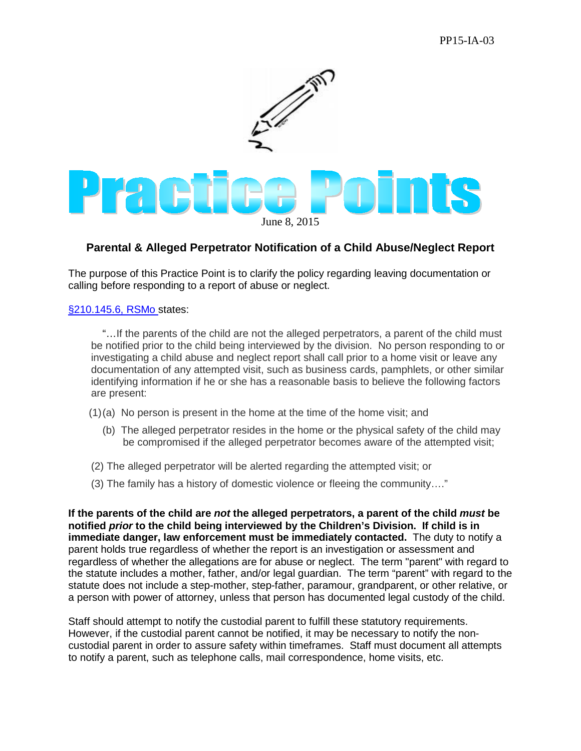PP15-IA-03

# Practice Points

June 8, 2015

## Parental & Alleged Perpetrator Notification of a Child Abuse/Neglect Report

The purpose of this Practice Point is to clarify the policy regarding leaving documentation or calling before responding to a report of abuse or neglect.

§210.145.6, RSMo states:

> "…If the parents of the child are not the alleged perpetrators, a parent of the child must be notified prior to the child being interviewed by the division. No person responding to or investigating a child abuse and neglect report shall call prior to a home visit or leave any documentation of any attempted visit, such as business cards, pamphlets, or other similar identifying information if he or she has a reasonable basis to believe the following factors are present:
>
> (1) (a) No person is present in the home at the time of the home visit; and
>
> (b) The alleged perpetrator resides in the home or the physical safety of the child may be compromised if the alleged perpetrator becomes aware of the attempted visit;
>
> (2) The alleged perpetrator will be alerted regarding the attempted visit; or
>
> (3) The family has a history of domestic violence or fleeing the community…."

**If the parents of the child are *not* the alleged perpetrators, a parent of the child *must* be notified *prior* to the child being interviewed by the Children's Division. If child is in immediate danger, law enforcement must be immediately contacted.** The duty to notify a parent holds true regardless of whether the report is an investigation or assessment and regardless of whether the allegations are for abuse or neglect. The term "parent" with regard to the statute includes a mother, father, and/or legal guardian. The term "parent" with regard to the statute does not include a step-mother, step-father, paramour, grandparent, or other relative, or a person with power of attorney, unless that person has documented legal custody of the child.

Staff should attempt to notify the custodial parent to fulfill these statutory requirements. However, if the custodial parent cannot be notified, it may be necessary to notify the non-custodial parent in order to assure safety within timeframes. Staff must document all attempts to notify a parent, such as telephone calls, mail correspondence, home visits, etc.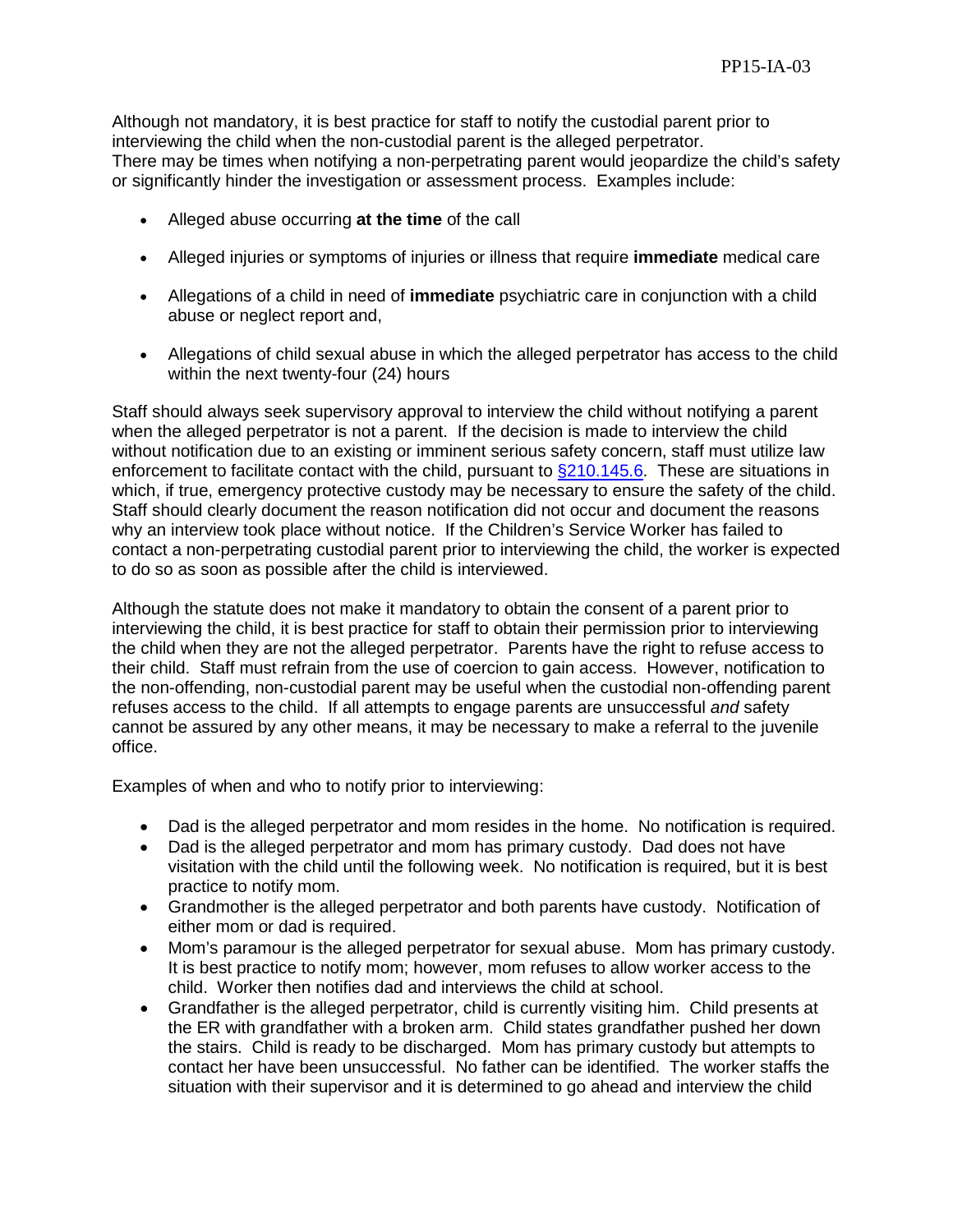Although not mandatory, it is best practice for staff to notify the custodial parent prior to interviewing the child when the non-custodial parent is the alleged perpetrator.
There may be times when notifying a non-perpetrating parent would jeopardize the child's safety or significantly hinder the investigation or assessment process. Examples include:

- Alleged abuse occurring **at the time** of the call
- Alleged injuries or symptoms of injuries or illness that require **immediate** medical care
- Allegations of a child in need of **immediate** psychiatric care in conjunction with a child abuse or neglect report and,
- Allegations of child sexual abuse in which the alleged perpetrator has access to the child within the next twenty-four (24) hours

Staff should always seek supervisory approval to interview the child without notifying a parent when the alleged perpetrator is not a parent. If the decision is made to interview the child without notification due to an existing or imminent serious safety concern, staff must utilize law enforcement to facilitate contact with the child, pursuant to §210.145.6. These are situations in which, if true, emergency protective custody may be necessary to ensure the safety of the child. Staff should clearly document the reason notification did not occur and document the reasons why an interview took place without notice. If the Children's Service Worker has failed to contact a non-perpetrating custodial parent prior to interviewing the child, the worker is expected to do so as soon as possible after the child is interviewed.

Although the statute does not make it mandatory to obtain the consent of a parent prior to interviewing the child, it is best practice for staff to obtain their permission prior to interviewing the child when they are not the alleged perpetrator. Parents have the right to refuse access to their child. Staff must refrain from the use of coercion to gain access. However, notification to the non-offending, non-custodial parent may be useful when the custodial non-offending parent refuses access to the child. If all attempts to engage parents are unsuccessful *and* safety cannot be assured by any other means, it may be necessary to make a referral to the juvenile office.

Examples of when and who to notify prior to interviewing:

- Dad is the alleged perpetrator and mom resides in the home. No notification is required.
- Dad is the alleged perpetrator and mom has primary custody. Dad does not have visitation with the child until the following week. No notification is required, but it is best practice to notify mom.
- Grandmother is the alleged perpetrator and both parents have custody. Notification of either mom or dad is required.
- Mom's paramour is the alleged perpetrator for sexual abuse. Mom has primary custody. It is best practice to notify mom; however, mom refuses to allow worker access to the child. Worker then notifies dad and interviews the child at school.
- Grandfather is the alleged perpetrator, child is currently visiting him. Child presents at the ER with grandfather with a broken arm. Child states grandfather pushed her down the stairs. Child is ready to be discharged. Mom has primary custody but attempts to contact her have been unsuccessful. No father can be identified. The worker staffs the situation with their supervisor and it is determined to go ahead and interview the child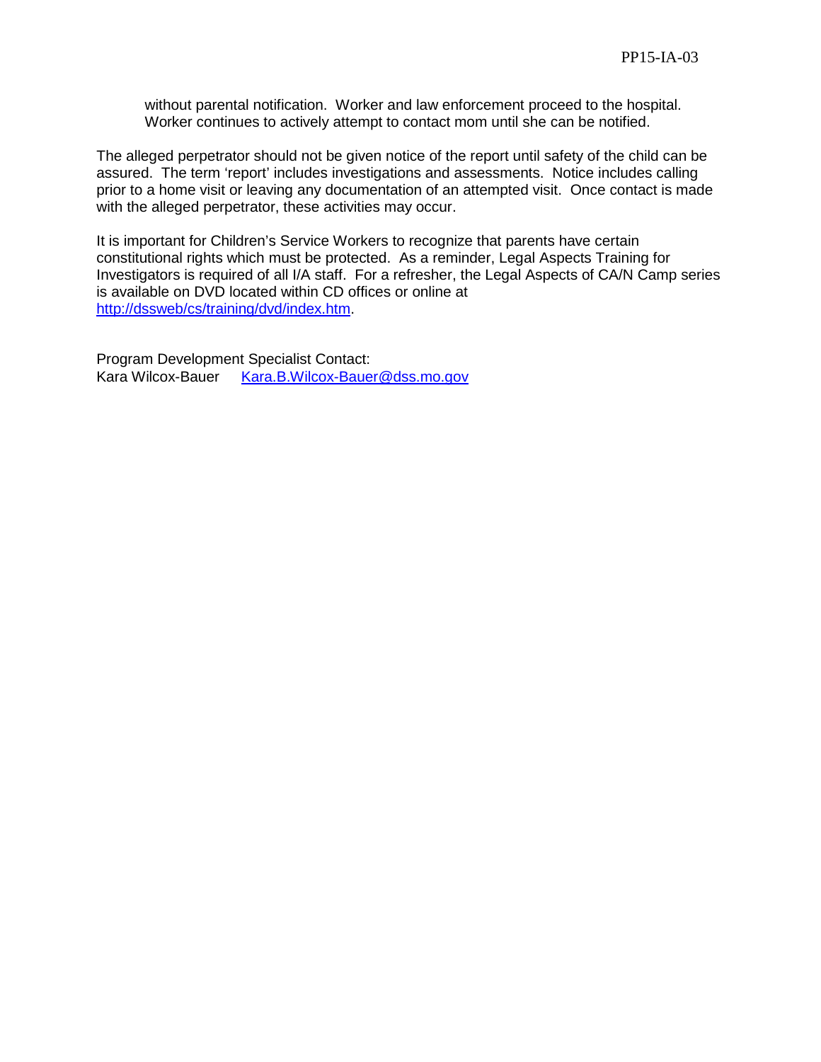without parental notification. Worker and law enforcement proceed to the hospital. Worker continues to actively attempt to contact mom until she can be notified.

The alleged perpetrator should not be given notice of the report until safety of the child can be assured. The term 'report' includes investigations and assessments. Notice includes calling prior to a home visit or leaving any documentation of an attempted visit. Once contact is made with the alleged perpetrator, these activities may occur.

It is important for Children's Service Workers to recognize that parents have certain constitutional rights which must be protected. As a reminder, Legal Aspects Training for Investigators is required of all I/A staff. For a refresher, the Legal Aspects of CA/N Camp series is available on DVD located within CD offices or online at http://dssweb/cs/training/dvd/index.htm.

Program Development Specialist Contact:
Kara Wilcox-Bauer Kara.B.Wilcox-Bauer@dss.mo.gov